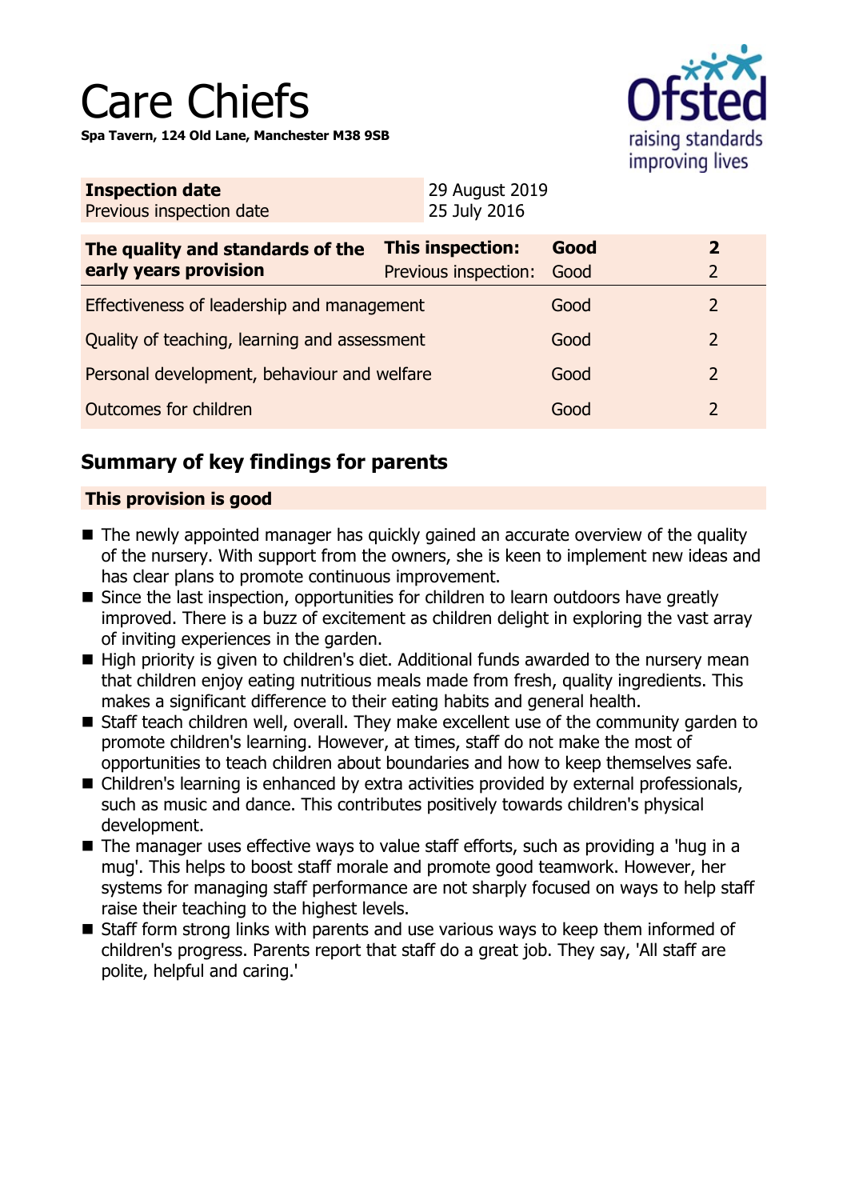# Care Chiefs

**Spa Tavern, 124 Old Lane, Manchester M38 9SB**

| **Inspection date** | 29 August 2019 |
|---|---|
| Previous inspection date | 25 July 2016 |

| **The quality and standards of the early years provision** | **This inspection:** | **Good** | **2** |
|---|---|---|---|
| | Previous inspection: | Good | 2 |
| Effectiveness of leadership and management | | Good | 2 |
| Quality of teaching, learning and assessment | | Good | 2 |
| Personal development, behaviour and welfare | | Good | 2 |
| Outcomes for children | | Good | 2 |

## Summary of key findings for parents

### This provision is good

- The newly appointed manager has quickly gained an accurate overview of the quality of the nursery. With support from the owners, she is keen to implement new ideas and has clear plans to promote continuous improvement.
- Since the last inspection, opportunities for children to learn outdoors have greatly improved. There is a buzz of excitement as children delight in exploring the vast array of inviting experiences in the garden.
- High priority is given to children's diet. Additional funds awarded to the nursery mean that children enjoy eating nutritious meals made from fresh, quality ingredients. This makes a significant difference to their eating habits and general health.
- Staff teach children well, overall. They make excellent use of the community garden to promote children's learning. However, at times, staff do not make the most of opportunities to teach children about boundaries and how to keep themselves safe.
- Children's learning is enhanced by extra activities provided by external professionals, such as music and dance. This contributes positively towards children's physical development.
- The manager uses effective ways to value staff efforts, such as providing a 'hug in a mug'. This helps to boost staff morale and promote good teamwork. However, her systems for managing staff performance are not sharply focused on ways to help staff raise their teaching to the highest levels.
- Staff form strong links with parents and use various ways to keep them informed of children's progress. Parents report that staff do a great job. They say, 'All staff are polite, helpful and caring.'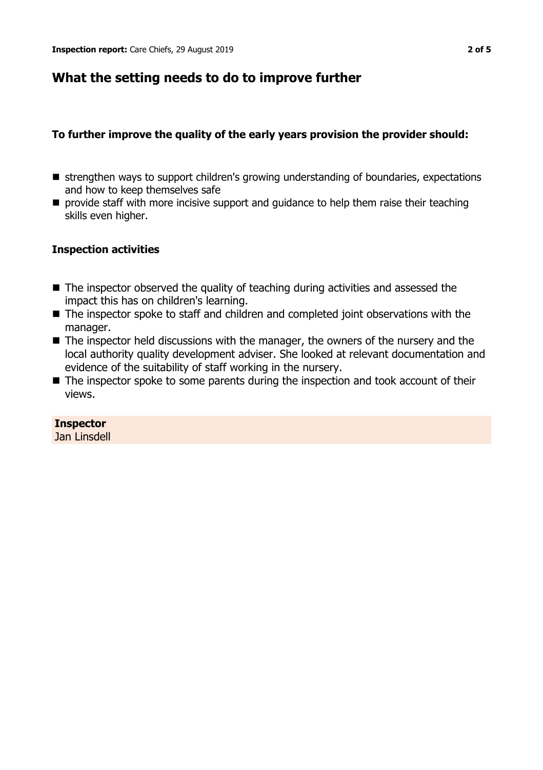## What the setting needs to do to improve further

**To further improve the quality of the early years provision the provider should:**

- strengthen ways to support children's growing understanding of boundaries, expectations and how to keep themselves safe
- provide staff with more incisive support and guidance to help them raise their teaching skills even higher.

### Inspection activities

- The inspector observed the quality of teaching during activities and assessed the impact this has on children's learning.
- The inspector spoke to staff and children and completed joint observations with the manager.
- The inspector held discussions with the manager, the owners of the nursery and the local authority quality development adviser. She looked at relevant documentation and evidence of the suitability of staff working in the nursery.
- The inspector spoke to some parents during the inspection and took account of their views.

**Inspector**
Jan Linsdell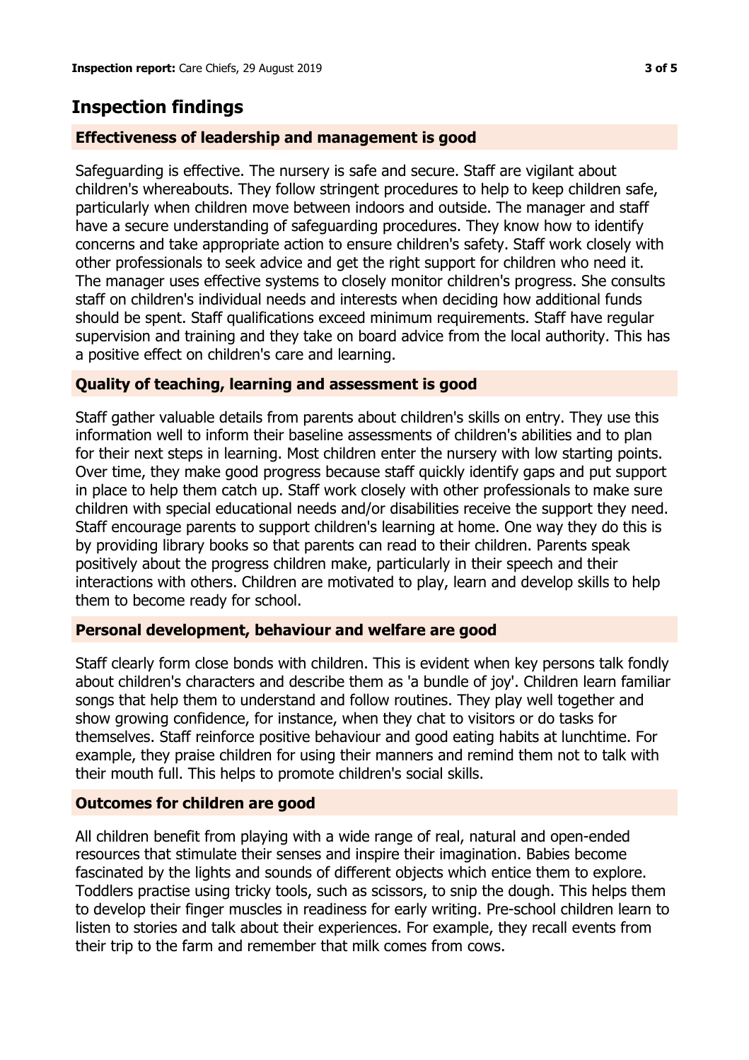## Inspection findings

### Effectiveness of leadership and management is good

Safeguarding is effective. The nursery is safe and secure. Staff are vigilant about children's whereabouts. They follow stringent procedures to help to keep children safe, particularly when children move between indoors and outside. The manager and staff have a secure understanding of safeguarding procedures. They know how to identify concerns and take appropriate action to ensure children's safety. Staff work closely with other professionals to seek advice and get the right support for children who need it. The manager uses effective systems to closely monitor children's progress. She consults staff on children's individual needs and interests when deciding how additional funds should be spent. Staff qualifications exceed minimum requirements. Staff have regular supervision and training and they take on board advice from the local authority. This has a positive effect on children's care and learning.

### Quality of teaching, learning and assessment is good

Staff gather valuable details from parents about children's skills on entry. They use this information well to inform their baseline assessments of children's abilities and to plan for their next steps in learning. Most children enter the nursery with low starting points. Over time, they make good progress because staff quickly identify gaps and put support in place to help them catch up. Staff work closely with other professionals to make sure children with special educational needs and/or disabilities receive the support they need. Staff encourage parents to support children's learning at home. One way they do this is by providing library books so that parents can read to their children. Parents speak positively about the progress children make, particularly in their speech and their interactions with others. Children are motivated to play, learn and develop skills to help them to become ready for school.

### Personal development, behaviour and welfare are good

Staff clearly form close bonds with children. This is evident when key persons talk fondly about children's characters and describe them as 'a bundle of joy'. Children learn familiar songs that help them to understand and follow routines. They play well together and show growing confidence, for instance, when they chat to visitors or do tasks for themselves. Staff reinforce positive behaviour and good eating habits at lunchtime. For example, they praise children for using their manners and remind them not to talk with their mouth full. This helps to promote children's social skills.

### Outcomes for children are good

All children benefit from playing with a wide range of real, natural and open-ended resources that stimulate their senses and inspire their imagination. Babies become fascinated by the lights and sounds of different objects which entice them to explore. Toddlers practise using tricky tools, such as scissors, to snip the dough. This helps them to develop their finger muscles in readiness for early writing. Pre-school children learn to listen to stories and talk about their experiences. For example, they recall events from their trip to the farm and remember that milk comes from cows.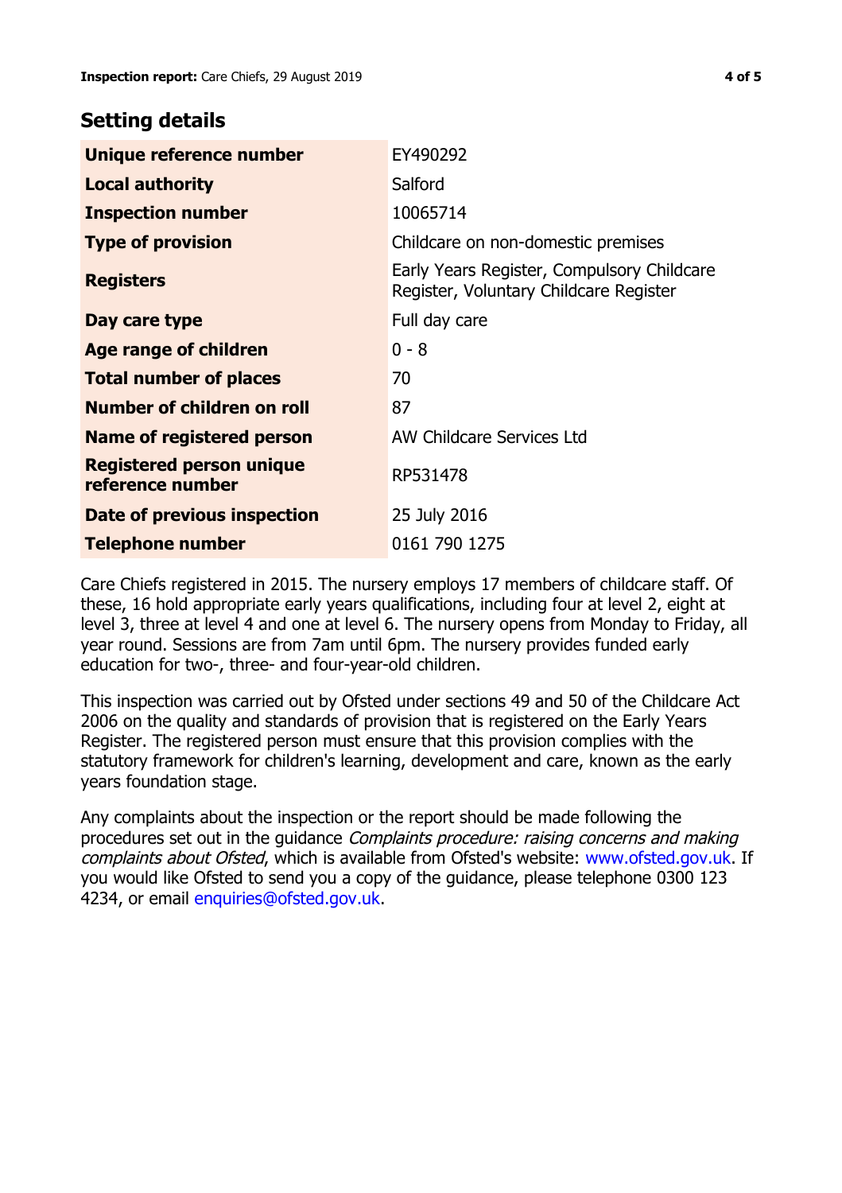## Setting details

| | |
|---|---|
| **Unique reference number** | EY490292 |
| **Local authority** | Salford |
| **Inspection number** | 10065714 |
| **Type of provision** | Childcare on non-domestic premises |
| **Registers** | Early Years Register, Compulsory Childcare Register, Voluntary Childcare Register |
| **Day care type** | Full day care |
| **Age range of children** | 0 - 8 |
| **Total number of places** | 70 |
| **Number of children on roll** | 87 |
| **Name of registered person** | AW Childcare Services Ltd |
| **Registered person unique reference number** | RP531478 |
| **Date of previous inspection** | 25 July 2016 |
| **Telephone number** | 0161 790 1275 |

Care Chiefs registered in 2015. The nursery employs 17 members of childcare staff. Of these, 16 hold appropriate early years qualifications, including four at level 2, eight at level 3, three at level 4 and one at level 6. The nursery opens from Monday to Friday, all year round. Sessions are from 7am until 6pm. The nursery provides funded early education for two-, three- and four-year-old children.

This inspection was carried out by Ofsted under sections 49 and 50 of the Childcare Act 2006 on the quality and standards of provision that is registered on the Early Years Register. The registered person must ensure that this provision complies with the statutory framework for children's learning, development and care, known as the early years foundation stage.

Any complaints about the inspection or the report should be made following the procedures set out in the guidance *Complaints procedure: raising concerns and making complaints about Ofsted*, which is available from Ofsted's website: www.ofsted.gov.uk. If you would like Ofsted to send you a copy of the guidance, please telephone 0300 123 4234, or email enquiries@ofsted.gov.uk.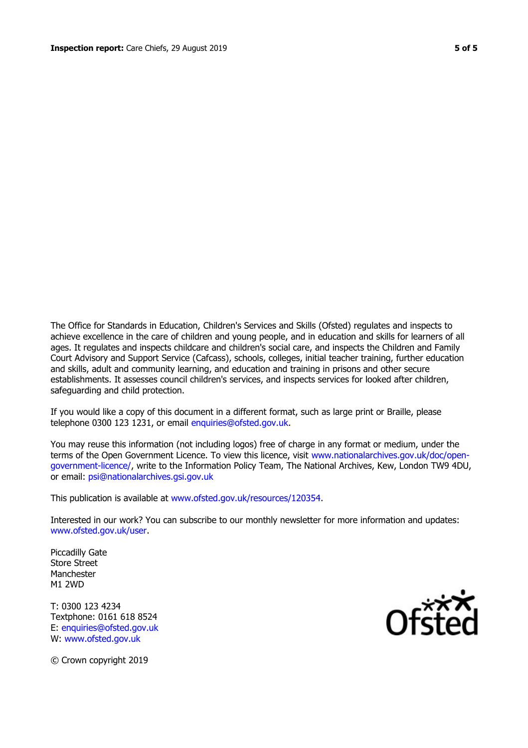The Office for Standards in Education, Children's Services and Skills (Ofsted) regulates and inspects to achieve excellence in the care of children and young people, and in education and skills for learners of all ages. It regulates and inspects childcare and children's social care, and inspects the Children and Family Court Advisory and Support Service (Cafcass), schools, colleges, initial teacher training, further education and skills, adult and community learning, and education and training in prisons and other secure establishments. It assesses council children's services, and inspects services for looked after children, safeguarding and child protection.

If you would like a copy of this document in a different format, such as large print or Braille, please telephone 0300 123 1231, or email enquiries@ofsted.gov.uk.

You may reuse this information (not including logos) free of charge in any format or medium, under the terms of the Open Government Licence. To view this licence, visit www.nationalarchives.gov.uk/doc/open-government-licence/, write to the Information Policy Team, The National Archives, Kew, London TW9 4DU, or email: psi@nationalarchives.gsi.gov.uk

This publication is available at www.ofsted.gov.uk/resources/120354.

Interested in our work? You can subscribe to our monthly newsletter for more information and updates: www.ofsted.gov.uk/user.

Piccadilly Gate
Store Street
Manchester
M1 2WD

T: 0300 123 4234
Textphone: 0161 618 8524
E: enquiries@ofsted.gov.uk
W: www.ofsted.gov.uk

© Crown copyright 2019